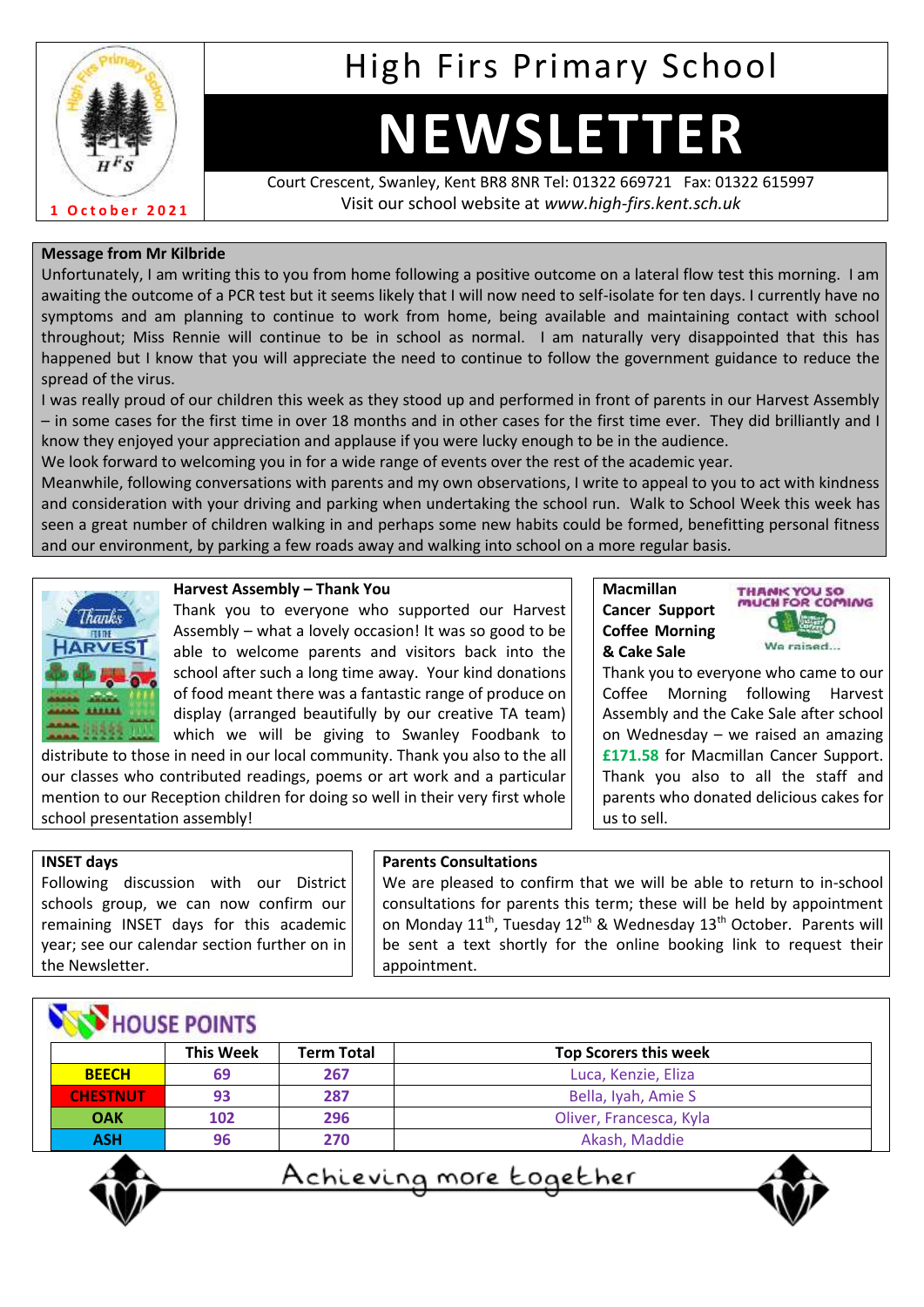# High Firs Primary School

# NEWSLETTER

1 October 2021

Court Crescent, Swanley, Kent BR8 8NR Tel: 01322 669721 Fax: 01322 615997
Visit our school website at *www.high-firs.kent.sch.uk*

**Message from Mr Kilbride**

Unfortunately, I am writing this to you from home following a positive outcome on a lateral flow test this morning. I am awaiting the outcome of a PCR test but it seems likely that I will now need to self-isolate for ten days. I currently have no symptoms and am planning to continue to work from home, being available and maintaining contact with school throughout; Miss Rennie will continue to be in school as normal. I am naturally very disappointed that this has happened but I know that you will appreciate the need to continue to follow the government guidance to reduce the spread of the virus.

I was really proud of our children this week as they stood up and performed in front of parents in our Harvest Assembly – in some cases for the first time in over 18 months and in other cases for the first time ever. They did brilliantly and I know they enjoyed your appreciation and applause if you were lucky enough to be in the audience.

We look forward to welcoming you in for a wide range of events over the rest of the academic year.

Meanwhile, following conversations with parents and my own observations, I write to appeal to you to act with kindness and consideration with your driving and parking when undertaking the school run. Walk to School Week this week has seen a great number of children walking in and perhaps some new habits could be formed, benefitting personal fitness and our environment, by parking a few roads away and walking into school on a more regular basis.

**Harvest Assembly – Thank You**

Thank you to everyone who supported our Harvest Assembly – what a lovely occasion! It was so good to be able to welcome parents and visitors back into the school after such a long time away. Your kind donations of food meant there was a fantastic range of produce on display (arranged beautifully by our creative TA team) which we will be giving to Swanley Foodbank to distribute to those in need in our local community. Thank you also to the all our classes who contributed readings, poems or art work and a particular mention to our Reception children for doing so well in their very first whole school presentation assembly!

**Macmillan Cancer Support Coffee Morning & Cake Sale**

Thank you to everyone who came to our Coffee Morning following Harvest Assembly and the Cake Sale after school on Wednesday – we raised an amazing **£171.58** for Macmillan Cancer Support. Thank you also to all the staff and parents who donated delicious cakes for us to sell.

**INSET days**

Following discussion with our District schools group, we can now confirm our remaining INSET days for this academic year; see our calendar section further on in the Newsletter.

**Parents Consultations**

We are pleased to confirm that we will be able to return to in-school consultations for parents this term; these will be held by appointment on Monday 11th, Tuesday 12th & Wednesday 13th October. Parents will be sent a text shortly for the online booking link to request their appointment.

**HOUSE POINTS**

| | This Week | Term Total | Top Scorers this week |
|---|---|---|---|
| BEECH | 69 | 267 | Luca, Kenzie, Eliza |
| CHESTNUT | 93 | 287 | Bella, Iyah, Amie S |
| OAK | 102 | 296 | Oliver, Francesca, Kyla |
| ASH | 96 | 270 | Akash, Maddie |

Achieving more together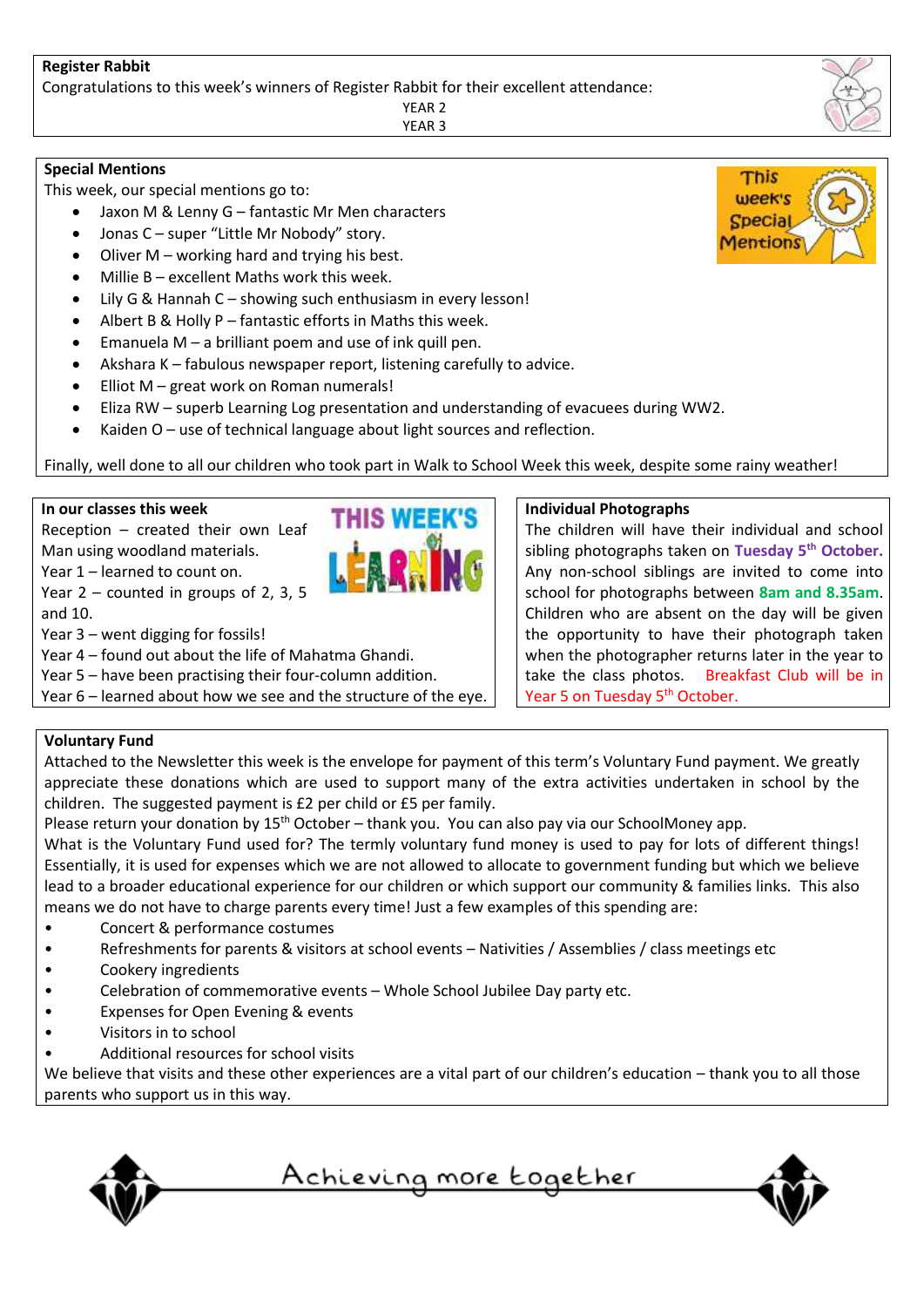**Register Rabbit**

Congratulations to this week's winners of Register Rabbit for their excellent attendance:

YEAR 2
YEAR 3

**Special Mentions**

This week, our special mentions go to:

- Jaxon M & Lenny G – fantastic Mr Men characters
- Jonas C – super "Little Mr Nobody" story.
- Oliver M – working hard and trying his best.
- Millie B – excellent Maths work this week.
- Lily G & Hannah C – showing such enthusiasm in every lesson!
- Albert B & Holly P – fantastic efforts in Maths this week.
- Emanuela M – a brilliant poem and use of ink quill pen.
- Akshara K – fabulous newspaper report, listening carefully to advice.
- Elliot M – great work on Roman numerals!
- Eliza RW – superb Learning Log presentation and understanding of evacuees during WW2.
- Kaiden O – use of technical language about light sources and reflection.

Finally, well done to all our children who took part in Walk to School Week this week, despite some rainy weather!

**In our classes this week**

Reception – created their own Leaf Man using woodland materials.
Year 1 – learned to count on.
Year 2 – counted in groups of 2, 3, 5 and 10.
Year 3 – went digging for fossils!
Year 4 – found out about the life of Mahatma Ghandi.
Year 5 – have been practising their four-column addition.
Year 6 – learned about how we see and the structure of the eye.

**Individual Photographs**

The children will have their individual and school sibling photographs taken on **Tuesday 5th October.** Any non-school siblings are invited to come into school for photographs between **8am and 8.35am**. Children who are absent on the day will be given the opportunity to have their photograph taken when the photographer returns later in the year to take the class photos. Breakfast Club will be in Year 5 on Tuesday 5th October.

**Voluntary Fund**

Attached to the Newsletter this week is the envelope for payment of this term's Voluntary Fund payment. We greatly appreciate these donations which are used to support many of the extra activities undertaken in school by the children. The suggested payment is £2 per child or £5 per family.

Please return your donation by 15th October – thank you. You can also pay via our SchoolMoney app.

What is the Voluntary Fund used for? The termly voluntary fund money is used to pay for lots of different things! Essentially, it is used for expenses which we are not allowed to allocate to government funding but which we believe lead to a broader educational experience for our children or which support our community & families links. This also means we do not have to charge parents every time! Just a few examples of this spending are:

- Concert & performance costumes
- Refreshments for parents & visitors at school events – Nativities / Assemblies / class meetings etc
- Cookery ingredients
- Celebration of commemorative events – Whole School Jubilee Day party etc.
- Expenses for Open Evening & events
- Visitors in to school
- Additional resources for school visits

We believe that visits and these other experiences are a vital part of our children's education – thank you to all those parents who support us in this way.

Achieving more together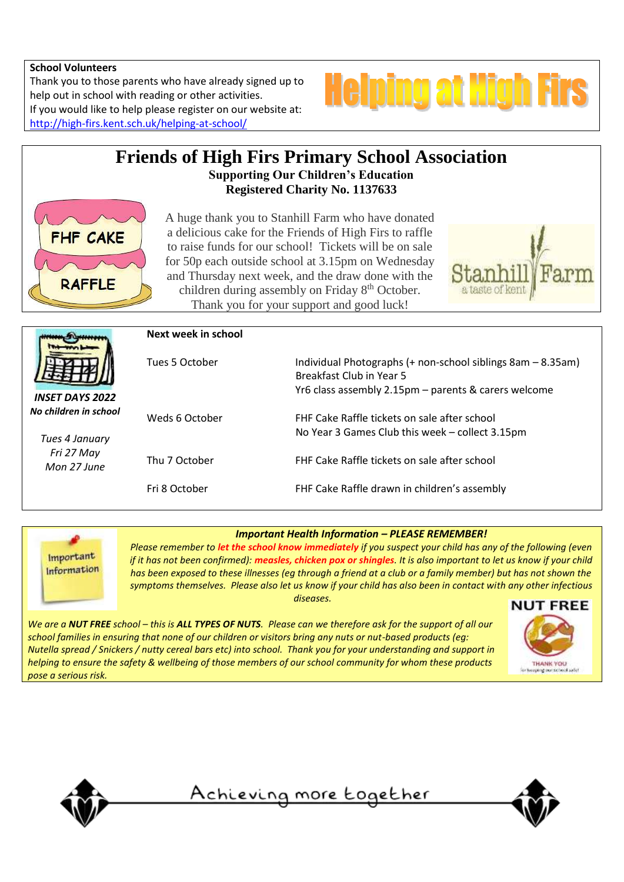**School Volunteers**

Thank you to those parents who have already signed up to help out in school with reading or other activities.
If you would like to help please register on our website at:
http://high-firs.kent.sch.uk/helping-at-school/

Helping at High Firs

# Friends of High Firs Primary School Association

**Supporting Our Children's Education**
**Registered Charity No. 1137633**

FHF CAKE RAFFLE

A huge thank you to Stanhill Farm who have donated a delicious cake for the Friends of High Firs to raffle to raise funds for our school! Tickets will be on sale for 50p each outside school at 3.15pm on Wednesday and Thursday next week, and the draw done with the children during assembly on Friday 8th October.
Thank you for your support and good luck!

Stanhill Farm – a taste of kent

***INSET DAYS 2022***
***No children in school***

*Tues 4 January*
*Fri 27 May*
*Mon 27 June*

**Next week in school**

| | |
|---|---|
| Tues 5 October | Individual Photographs (+ non-school siblings 8am – 8.35am)<br>Breakfast Club in Year 5<br>Yr6 class assembly 2.15pm – parents & carers welcome |
| Weds 6 October | FHF Cake Raffle tickets on sale after school<br>No Year 3 Games Club this week – collect 3.15pm |
| Thu 7 October | FHF Cake Raffle tickets on sale after school |
| Fri 8 October | FHF Cake Raffle drawn in children's assembly |

***Important Health Information – PLEASE REMEMBER!***

*Please remember to **let the school know immediately** if you suspect your child has any of the following (even if it has not been confirmed): **measles, chicken pox or shingles**. It is also important to let us know if your child has been exposed to these illnesses (eg through a friend at a club or a family member) but has not shown the symptoms themselves. Please also let us know if your child has also been in contact with any other infectious diseases.*

**NUT FREE**

*We are a **NUT FREE** school – this is **ALL TYPES OF NUTS**. Please can we therefore ask for the support of all our school families in ensuring that none of our children or visitors bring any nuts or nut-based products (eg: Nutella spread / Snickers / nutty cereal bars etc) into school. Thank you for your understanding and support in helping to ensure the safety & wellbeing of those members of our school community for whom these products pose a serious risk.*

Achieving more together